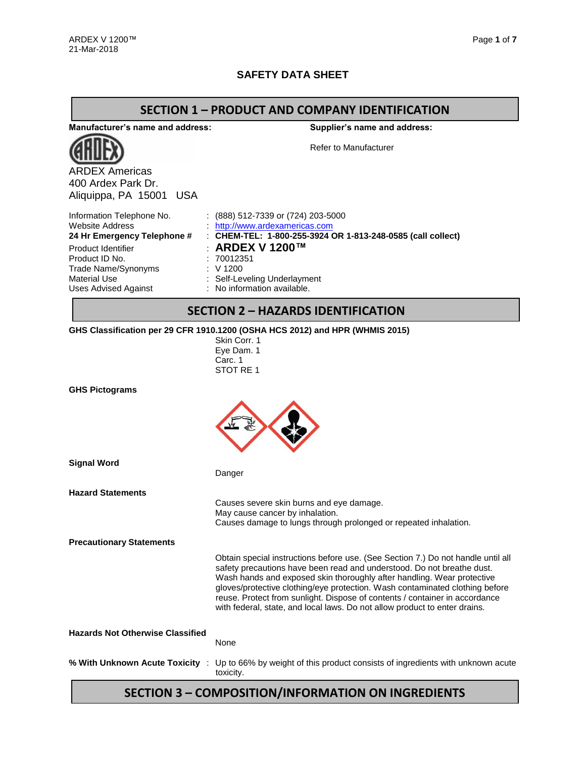# SAFETY DATA SHEET

## SECTION 1 – PRODUCT AND COMPANY IDENTIFICATION

**Manufacturer's name and address:**

ARDEX Americas
400 Ardex Park Dr.
Aliquippa, PA 15001 USA

**Supplier's name and address:**

Refer to Manufacturer

| | |
|---|---|
| Information Telephone No. | : (888) 512-7339 or (724) 203-5000 |
| Website Address | : http://www.ardexamericas.com |
| **24 Hr Emergency Telephone #** | : **CHEM-TEL: 1-800-255-3924 OR 1-813-248-0585 (call collect)** |
| Product Identifier | : **ARDEX V 1200™** |
| Product ID No. | : 70012351 |
| Trade Name/Synonyms | : V 1200 |
| Material Use | : Self-Leveling Underlayment |
| Uses Advised Against | : No information available. |

## SECTION 2 – HAZARDS IDENTIFICATION

**GHS Classification per 29 CFR 1910.1200 (OSHA HCS 2012) and HPR (WHMIS 2015)**

Skin Corr. 1
Eye Dam. 1
Carc. 1
STOT RE 1

**GHS Pictograms**

**Signal Word**

Danger

**Hazard Statements**

Causes severe skin burns and eye damage.
May cause cancer by inhalation.
Causes damage to lungs through prolonged or repeated inhalation.

**Precautionary Statements**

Obtain special instructions before use. (See Section 7.) Do not handle until all safety precautions have been read and understood. Do not breathe dust. Wash hands and exposed skin thoroughly after handling. Wear protective gloves/protective clothing/eye protection. Wash contaminated clothing before reuse. Protect from sunlight. Dispose of contents / container in accordance with federal, state, and local laws. Do not allow product to enter drains.

**Hazards Not Otherwise Classified**

None

**% With Unknown Acute Toxicity** : Up to 66% by weight of this product consists of ingredients with unknown acute toxicity.

## SECTION 3 – COMPOSITION/INFORMATION ON INGREDIENTS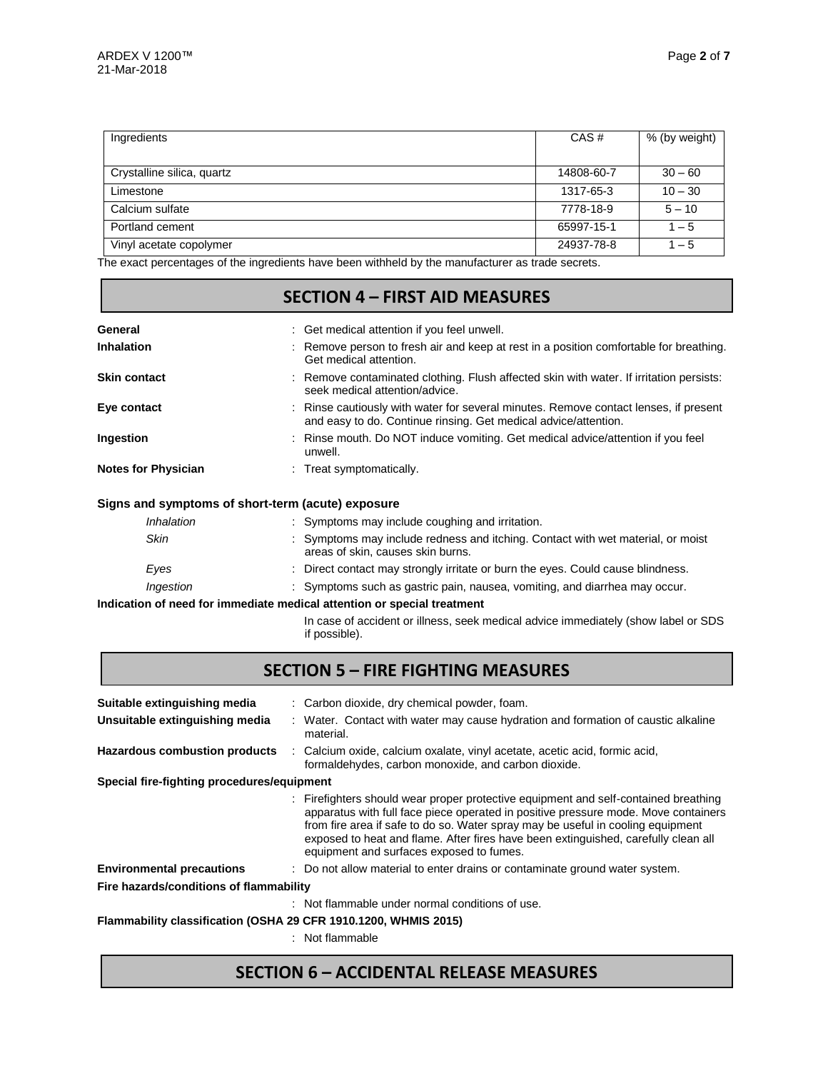| Ingredients | CAS # | % (by weight) |
|---|---|---|
| Crystalline silica, quartz | 14808-60-7 | 30 – 60 |
| Limestone | 1317-65-3 | 10 – 30 |
| Calcium sulfate | 7778-18-9 | 5 – 10 |
| Portland cement | 65997-15-1 | 1 – 5 |
| Vinyl acetate copolymer | 24937-78-8 | 1 – 5 |

The exact percentages of the ingredients have been withheld by the manufacturer as trade secrets.

## SECTION 4 – FIRST AID MEASURES

**General** : Get medical attention if you feel unwell.

**Inhalation** : Remove person to fresh air and keep at rest in a position comfortable for breathing. Get medical attention.

**Skin contact** : Remove contaminated clothing. Flush affected skin with water. If irritation persists: seek medical attention/advice.

**Eye contact** : Rinse cautiously with water for several minutes. Remove contact lenses, if present and easy to do. Continue rinsing. Get medical advice/attention.

**Ingestion** : Rinse mouth. Do NOT induce vomiting. Get medical advice/attention if you feel unwell.

**Notes for Physician** : Treat symptomatically.

**Signs and symptoms of short-term (acute) exposure**

*Inhalation* : Symptoms may include coughing and irritation.

*Skin* : Symptoms may include redness and itching. Contact with wet material, or moist areas of skin, causes skin burns.

*Eyes* : Direct contact may strongly irritate or burn the eyes. Could cause blindness.

*Ingestion* : Symptoms such as gastric pain, nausea, vomiting, and diarrhea may occur.

**Indication of need for immediate medical attention or special treatment**

In case of accident or illness, seek medical advice immediately (show label or SDS if possible).

## SECTION 5 – FIRE FIGHTING MEASURES

**Suitable extinguishing media** : Carbon dioxide, dry chemical powder, foam.

**Unsuitable extinguishing media** : Water. Contact with water may cause hydration and formation of caustic alkaline material.

**Hazardous combustion products** : Calcium oxide, calcium oxalate, vinyl acetate, acetic acid, formic acid, formaldehydes, carbon monoxide, and carbon dioxide.

**Special fire-fighting procedures/equipment**

: Firefighters should wear proper protective equipment and self-contained breathing apparatus with full face piece operated in positive pressure mode. Move containers from fire area if safe to do so. Water spray may be useful in cooling equipment exposed to heat and flame. After fires have been extinguished, carefully clean all equipment and surfaces exposed to fumes.

**Environmental precautions** : Do not allow material to enter drains or contaminate ground water system.

**Fire hazards/conditions of flammability**

: Not flammable under normal conditions of use.

**Flammability classification (OSHA 29 CFR 1910.1200, WHMIS 2015)**

: Not flammable

## SECTION 6 – ACCIDENTAL RELEASE MEASURES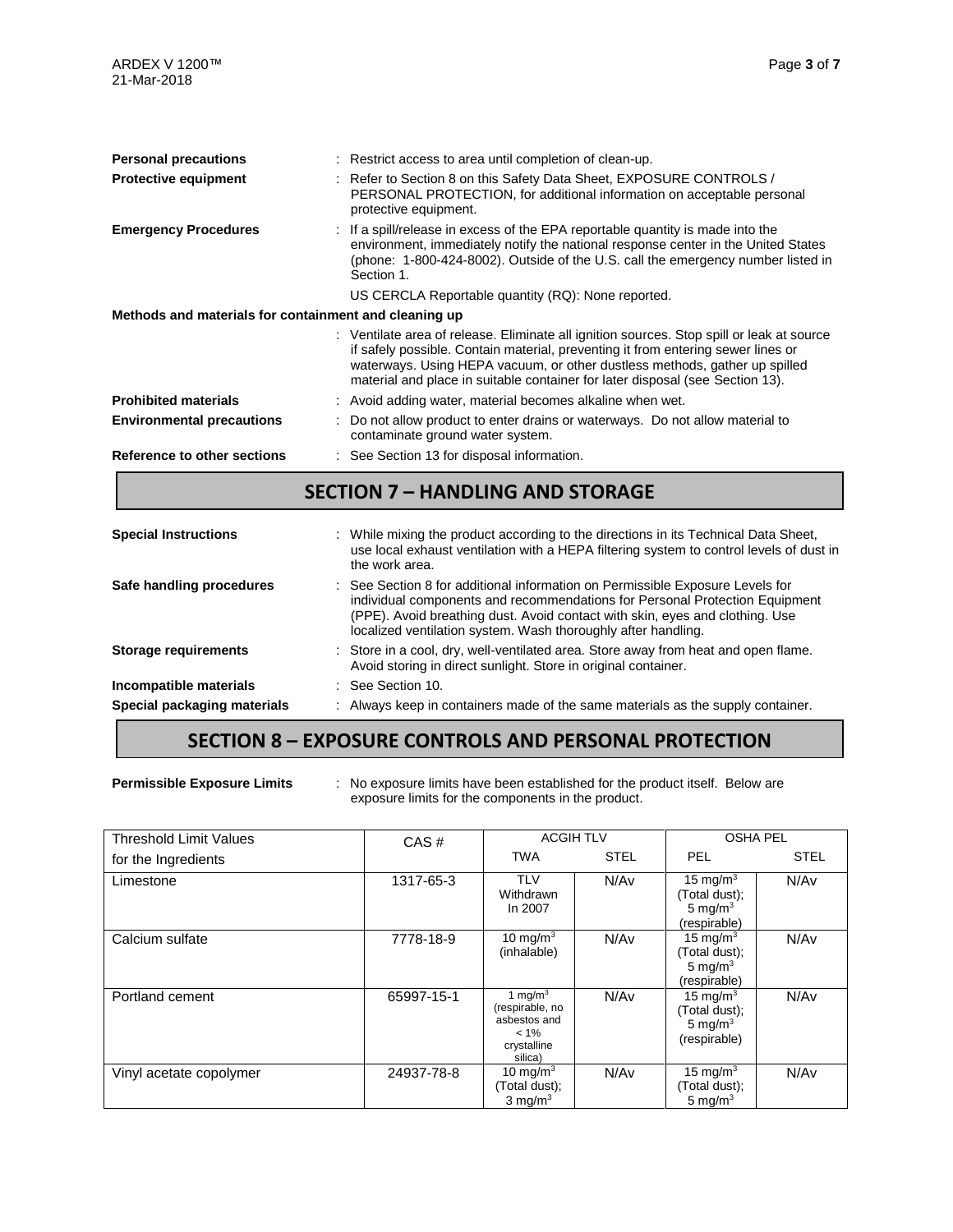**Personal precautions** : Restrict access to area until completion of clean-up.

**Protective equipment** : Refer to Section 8 on this Safety Data Sheet, EXPOSURE CONTROLS / PERSONAL PROTECTION, for additional information on acceptable personal protective equipment.

**Emergency Procedures** : If a spill/release in excess of the EPA reportable quantity is made into the environment, immediately notify the national response center in the United States (phone: 1-800-424-8002). Outside of the U.S. call the emergency number listed in Section 1.

US CERCLA Reportable quantity (RQ): None reported.

**Methods and materials for containment and cleaning up**

: Ventilate area of release. Eliminate all ignition sources. Stop spill or leak at source if safely possible. Contain material, preventing it from entering sewer lines or waterways. Using HEPA vacuum, or other dustless methods, gather up spilled material and place in suitable container for later disposal (see Section 13).

**Prohibited materials** : Avoid adding water, material becomes alkaline when wet.

**Environmental precautions** : Do not allow product to enter drains or waterways. Do not allow material to contaminate ground water system.

**Reference to other sections** : See Section 13 for disposal information.

## SECTION 7 – HANDLING AND STORAGE

**Special Instructions** : While mixing the product according to the directions in its Technical Data Sheet, use local exhaust ventilation with a HEPA filtering system to control levels of dust in the work area.

**Safe handling procedures** : See Section 8 for additional information on Permissible Exposure Levels for individual components and recommendations for Personal Protection Equipment (PPE). Avoid breathing dust. Avoid contact with skin, eyes and clothing. Use localized ventilation system. Wash thoroughly after handling.

**Storage requirements** : Store in a cool, dry, well-ventilated area. Store away from heat and open flame. Avoid storing in direct sunlight. Store in original container.

**Incompatible materials** : See Section 10.

**Special packaging materials** : Always keep in containers made of the same materials as the supply container.

## SECTION 8 – EXPOSURE CONTROLS AND PERSONAL PROTECTION

**Permissible Exposure Limits** : No exposure limits have been established for the product itself. Below are exposure limits for the components in the product.

| Threshold Limit Values for the Ingredients | CAS # | ACGIH TLV | | OSHA PEL | |
|---|---|---|---|---|---|
| | | TWA | STEL | PEL | STEL |
| Limestone | 1317-65-3 | TLV Withdrawn In 2007 | N/Av | 15 mg/m$^3$ (Total dust); 5 mg/m$^3$ (respirable) | N/Av |
| Calcium sulfate | 7778-18-9 | 10 mg/m$^3$ (inhalable) | N/Av | 15 mg/m$^3$ (Total dust); 5 mg/m$^3$ (respirable) | N/Av |
| Portland cement | 65997-15-1 | 1 mg/m$^3$ (respirable, no asbestos and < 1% crystalline silica) | N/Av | 15 mg/m$^3$ (Total dust); 5 mg/m$^3$ (respirable) | N/Av |
| Vinyl acetate copolymer | 24937-78-8 | 10 mg/m$^3$ (Total dust); 3 mg/m$^3$ | N/Av | 15 mg/m$^3$ (Total dust); 5 mg/m$^3$ | N/Av |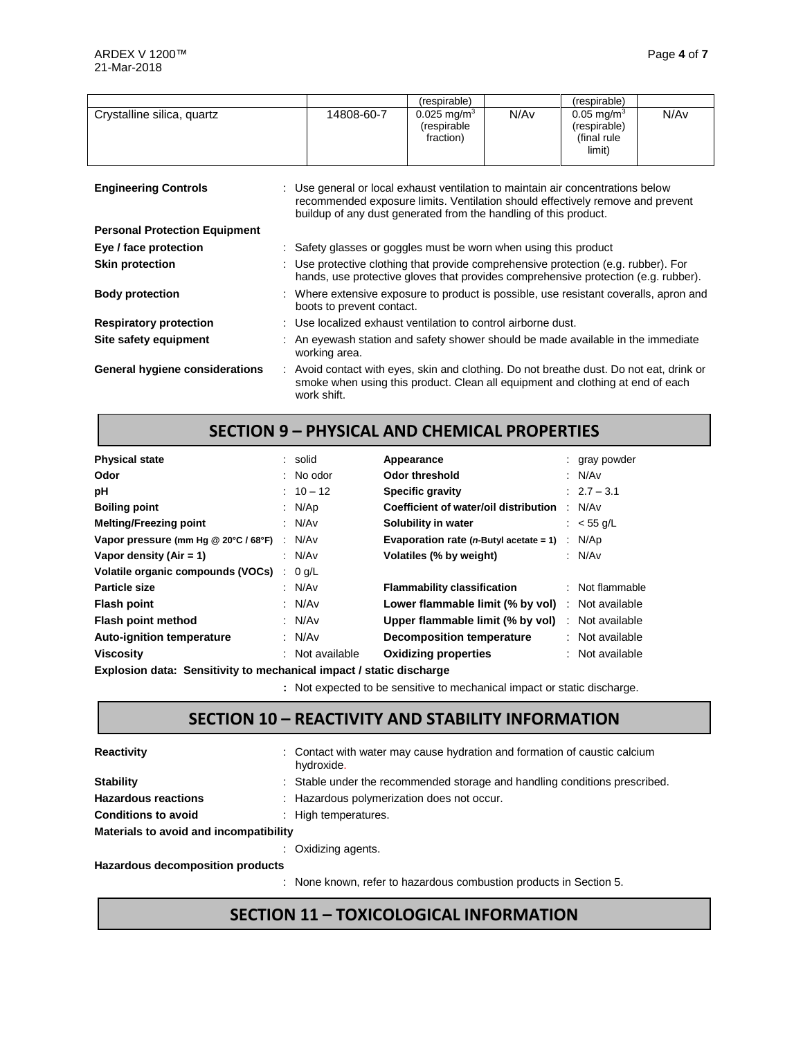|  |  | (respirable) |  | (respirable) |  |
| --- | --- | --- | --- | --- | --- |
| Crystalline silica, quartz | 14808-60-7 | 0.025 mg/m$^3$ (respirable fraction) | N/Av | 0.05 mg/m$^3$ (respirable) (final rule limit) | N/Av |

**Engineering Controls** : Use general or local exhaust ventilation to maintain air concentrations below recommended exposure limits. Ventilation should effectively remove and prevent buildup of any dust generated from the handling of this product.

**Personal Protection Equipment**

**Eye / face protection** : Safety glasses or goggles must be worn when using this product

**Skin protection** : Use protective clothing that provide comprehensive protection (e.g. rubber). For hands, use protective gloves that provides comprehensive protection (e.g. rubber).

**Body protection** : Where extensive exposure to product is possible, use resistant coveralls, apron and boots to prevent contact.

**Respiratory protection** : Use localized exhaust ventilation to control airborne dust.

**Site safety equipment** : An eyewash station and safety shower should be made available in the immediate working area.

**General hygiene considerations** : Avoid contact with eyes, skin and clothing. Do not breathe dust. Do not eat, drink or smoke when using this product. Clean all equipment and clothing at end of each work shift.

## SECTION 9 – PHYSICAL AND CHEMICAL PROPERTIES

| | | | |
| --- | --- | --- | --- |
| **Physical state** | : solid | **Appearance** | : gray powder |
| **Odor** | : No odor | **Odor threshold** | : N/Av |
| **pH** | : 10 – 12 | **Specific gravity** | : 2.7 – 3.1 |
| **Boiling point** | : N/Ap | **Coefficient of water/oil distribution** | : N/Av |
| **Melting/Freezing point** | : N/Av | **Solubility in water** | : < 55 g/L |
| **Vapor pressure (mm Hg @ 20°C / 68°F)** | : N/Av | **Evaporation rate (*n*-Butyl acetate = 1)** | : N/Ap |
| **Vapor density (Air = 1)** | : N/Av | **Volatiles (% by weight)** | : N/Av |
| **Volatile organic compounds (VOCs)** | : 0 g/L | | |
| **Particle size** | : N/Av | **Flammability classification** | : Not flammable |
| **Flash point** | : N/Av | **Lower flammable limit (% by vol)** | : Not available |
| **Flash point method** | : N/Av | **Upper flammable limit (% by vol)** | : Not available |
| **Auto-ignition temperature** | : N/Av | **Decomposition temperature** | : Not available |
| **Viscosity** | : Not available | **Oxidizing properties** | : Not available |

**Explosion data: Sensitivity to mechanical impact / static discharge**

: Not expected to be sensitive to mechanical impact or static discharge.

## SECTION 10 – REACTIVITY AND STABILITY INFORMATION

**Reactivity** : Contact with water may cause hydration and formation of caustic calcium hydroxide.

**Stability** : Stable under the recommended storage and handling conditions prescribed.

**Hazardous reactions** : Hazardous polymerization does not occur.

**Conditions to avoid** : High temperatures.

**Materials to avoid and incompatibility**

: Oxidizing agents.

**Hazardous decomposition products**

: None known, refer to hazardous combustion products in Section 5.

## SECTION 11 – TOXICOLOGICAL INFORMATION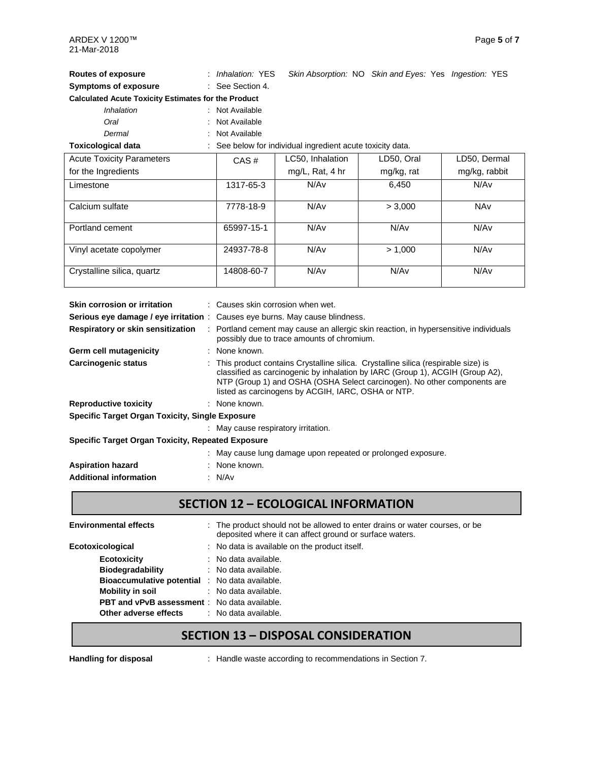**Routes of exposure** : *Inhalation:* YES *Skin Absorption:* NO *Skin and Eyes:* Yes *Ingestion:* YES

**Symptoms of exposure** : See Section 4.

**Calculated Acute Toxicity Estimates for the Product**

*Inhalation* : Not Available

*Oral* : Not Available

*Dermal* : Not Available

**Toxicological data** : See below for individual ingredient acute toxicity data.

| Acute Toxicity Parameters for the Ingredients | CAS # | LC50, Inhalation mg/L, Rat, 4 hr | LD50, Oral mg/kg, rat | LD50, Dermal mg/kg, rabbit |
|---|---|---|---|---|
| Limestone | 1317-65-3 | N/Av | 6,450 | N/Av |
| Calcium sulfate | 7778-18-9 | N/Av | > 3,000 | NAv |
| Portland cement | 65997-15-1 | N/Av | N/Av | N/Av |
| Vinyl acetate copolymer | 24937-78-8 | N/Av | > 1,000 | N/Av |
| Crystalline silica, quartz | 14808-60-7 | N/Av | N/Av | N/Av |

**Skin corrosion or irritation** : Causes skin corrosion when wet.

**Serious eye damage / eye irritation** : Causes eye burns. May cause blindness.

**Respiratory or skin sensitization** : Portland cement may cause an allergic skin reaction, in hypersensitive individuals possibly due to trace amounts of chromium.

**Germ cell mutagenicity** : None known.

**Carcinogenic status** : This product contains Crystalline silica. Crystalline silica (respirable size) is classified as carcinogenic by inhalation by IARC (Group 1), ACGIH (Group A2), NTP (Group 1) and OSHA (OSHA Select carcinogen). No other components are listed as carcinogens by ACGIH, IARC, OSHA or NTP.

**Reproductive toxicity** : None known.

**Specific Target Organ Toxicity, Single Exposure**

: May cause respiratory irritation.

**Specific Target Organ Toxicity, Repeated Exposure**

: May cause lung damage upon repeated or prolonged exposure.

**Aspiration hazard** : None known.

**Additional information** : N/Av

## SECTION 12 – ECOLOGICAL INFORMATION

**Environmental effects** : The product should not be allowed to enter drains or water courses, or be deposited where it can affect ground or surface waters.

**Ecotoxicological** : No data is available on the product itself.

- **Ecotoxicity** : No data available.
- **Biodegradability** : No data available.
- **Bioaccumulative potential** : No data available.
- **Mobility in soil** : No data available.
- **PBT and vPvB assessment** : No data available.
- **Other adverse effects** : No data available.

## SECTION 13 – DISPOSAL CONSIDERATION

**Handling for disposal** : Handle waste according to recommendations in Section 7.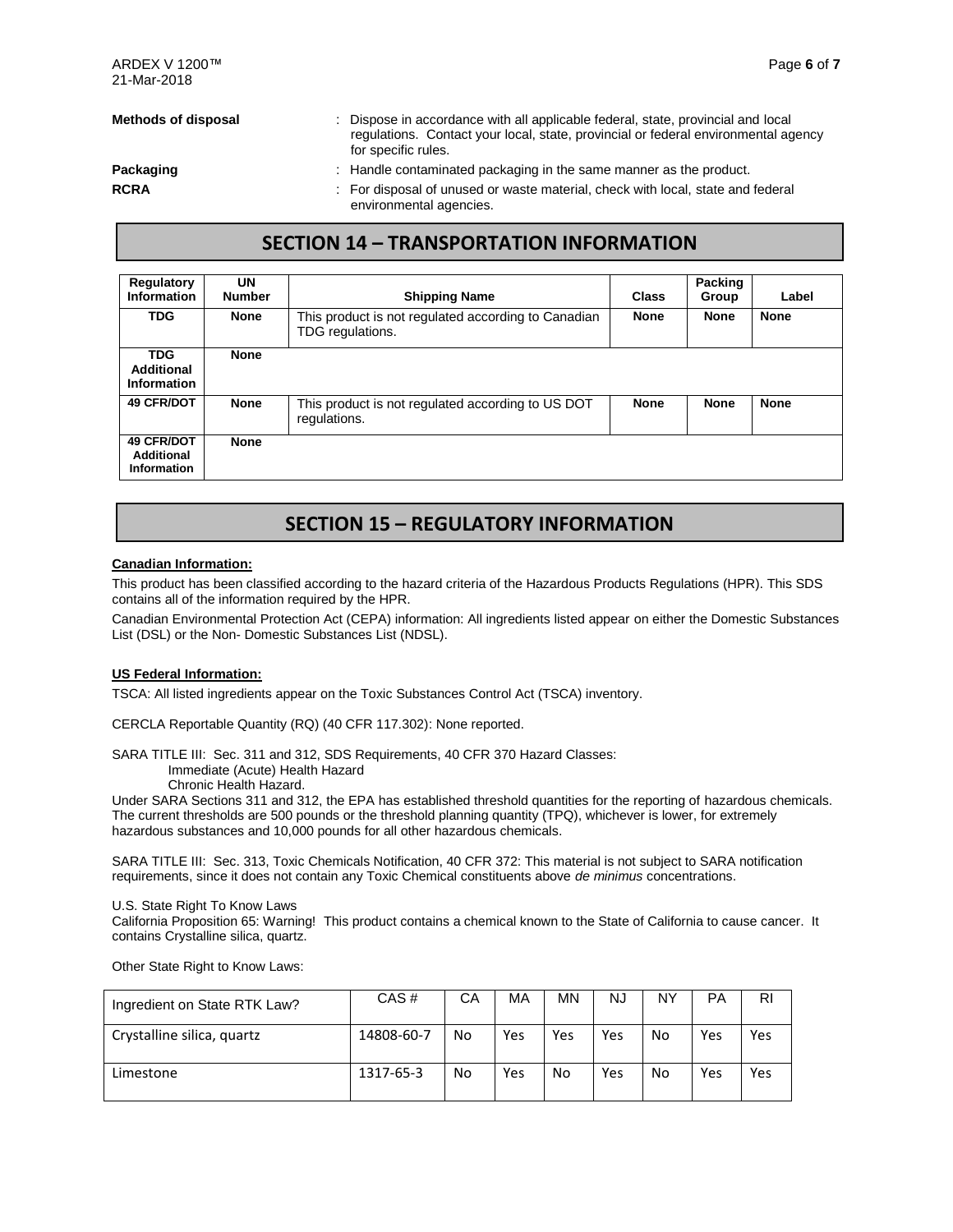**Methods of disposal** : Dispose in accordance with all applicable federal, state, provincial and local regulations. Contact your local, state, provincial or federal environmental agency for specific rules.

**Packaging** : Handle contaminated packaging in the same manner as the product.

**RCRA** : For disposal of unused or waste material, check with local, state and federal environmental agencies.

## SECTION 14 – TRANSPORTATION INFORMATION

| Regulatory Information | UN Number | Shipping Name | Class | Packing Group | Label |
|---|---|---|---|---|---|
| **TDG** | **None** | This product is not regulated according to Canadian TDG regulations. | **None** | **None** | **None** |
| **TDG Additional Information** | **None** | | | | |
| **49 CFR/DOT** | **None** | This product is not regulated according to US DOT regulations. | **None** | **None** | **None** |
| **49 CFR/DOT Additional Information** | **None** | | | | |

## SECTION 15 – REGULATORY INFORMATION

**Canadian Information:**

This product has been classified according to the hazard criteria of the Hazardous Products Regulations (HPR). This SDS contains all of the information required by the HPR.

Canadian Environmental Protection Act (CEPA) information: All ingredients listed appear on either the Domestic Substances List (DSL) or the Non- Domestic Substances List (NDSL).

**US Federal Information:**

TSCA: All listed ingredients appear on the Toxic Substances Control Act (TSCA) inventory.

CERCLA Reportable Quantity (RQ) (40 CFR 117.302): None reported.

SARA TITLE III: Sec. 311 and 312, SDS Requirements, 40 CFR 370 Hazard Classes:
Immediate (Acute) Health Hazard
Chronic Health Hazard.

Under SARA Sections 311 and 312, the EPA has established threshold quantities for the reporting of hazardous chemicals. The current thresholds are 500 pounds or the threshold planning quantity (TPQ), whichever is lower, for extremely hazardous substances and 10,000 pounds for all other hazardous chemicals.

SARA TITLE III: Sec. 313, Toxic Chemicals Notification, 40 CFR 372: This material is not subject to SARA notification requirements, since it does not contain any Toxic Chemical constituents above *de minimus* concentrations.

U.S. State Right To Know Laws
California Proposition 65: Warning! This product contains a chemical known to the State of California to cause cancer. It contains Crystalline silica, quartz.

Other State Right to Know Laws:

| Ingredient on State RTK Law? | CAS # | CA | MA | MN | NJ | NY | PA | RI |
|---|---|---|---|---|---|---|---|---|
| Crystalline silica, quartz | 14808-60-7 | No | Yes | Yes | Yes | No | Yes | Yes |
| Limestone | 1317-65-3 | No | Yes | No | Yes | No | Yes | Yes |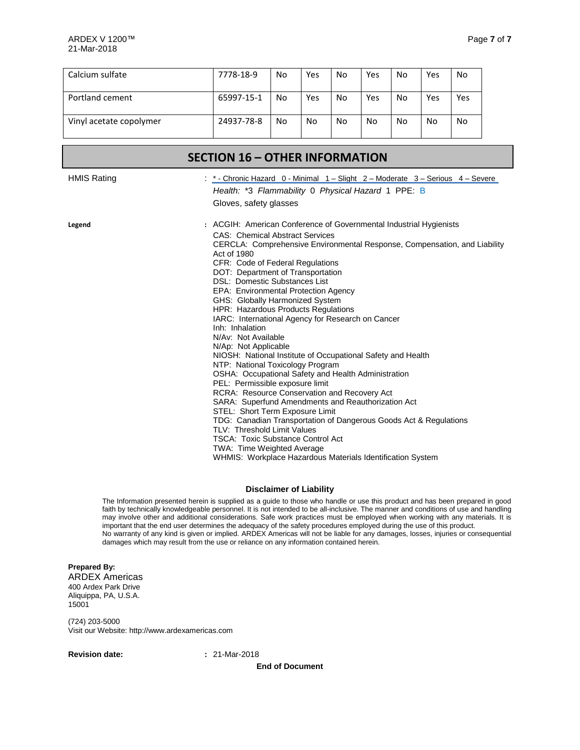| | | | | | | | | |
|---|---|---|---|---|---|---|---|---|
| Calcium sulfate | 7778-18-9 | No | Yes | No | Yes | No | Yes | No |
| Portland cement | 65997-15-1 | No | Yes | No | Yes | No | Yes | Yes |
| Vinyl acetate copolymer | 24937-78-8 | No | No | No | No | No | No | No |

## SECTION 16 – OTHER INFORMATION

**HMIS Rating** : * - Chronic Hazard 0 - Minimal 1 – Slight 2 – Moderate 3 – Serious 4 – Severe

*Health:* *3 *Flammability* 0 *Physical Hazard* 1 PPE: B

Gloves, safety glasses

**Legend** :
ACGIH: American Conference of Governmental Industrial Hygienists
CAS: Chemical Abstract Services
CERCLA: Comprehensive Environmental Response, Compensation, and Liability Act of 1980
CFR: Code of Federal Regulations
DOT: Department of Transportation
DSL: Domestic Substances List
EPA: Environmental Protection Agency
GHS: Globally Harmonized System
HPR: Hazardous Products Regulations
IARC: International Agency for Research on Cancer
Inh: Inhalation
N/Av: Not Available
N/Ap: Not Applicable
NIOSH: National Institute of Occupational Safety and Health
NTP: National Toxicology Program
OSHA: Occupational Safety and Health Administration
PEL: Permissible exposure limit
RCRA: Resource Conservation and Recovery Act
SARA: Superfund Amendments and Reauthorization Act
STEL: Short Term Exposure Limit
TDG: Canadian Transportation of Dangerous Goods Act & Regulations
TLV: Threshold Limit Values
TSCA: Toxic Substance Control Act
TWA: Time Weighted Average
WHMIS: Workplace Hazardous Materials Identification System

**Disclaimer of Liability**

The Information presented herein is supplied as a guide to those who handle or use this product and has been prepared in good faith by technically knowledgeable personnel. It is not intended to be all-inclusive. The manner and conditions of use and handling may involve other and additional considerations. Safe work practices must be employed when working with any materials. It is important that the end user determines the adequacy of the safety procedures employed during the use of this product.
No warranty of any kind is given or implied. ARDEX Americas will not be liable for any damages, losses, injuries or consequential damages which may result from the use or reliance on any information contained herein.

**Prepared By:**
ARDEX Americas
400 Ardex Park Drive
Aliquippa, PA, U.S.A.
15001

(724) 203-5000
Visit our Website: http://www.ardexamericas.com

**Revision date:** : 21-Mar-2018

**End of Document**